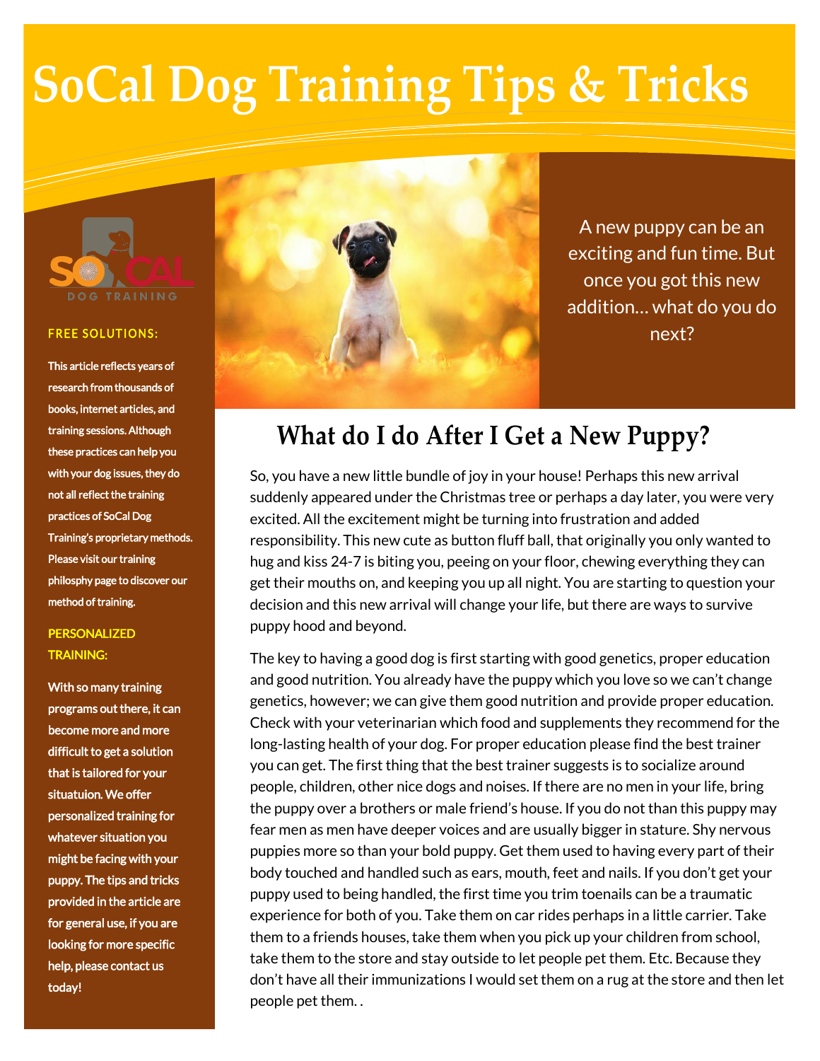# SoCal Dog Training Tips & Tricks

A new puppy can be an exciting and fun time. But once you got this new addition… what do you do next?

## What do I do After I Get a New Puppy?

So, you have a new little bundle of joy in your house! Perhaps this new arrival suddenly appeared under the Christmas tree or perhaps a day later, you were very excited. All the excitement might be turning into frustration and added responsibility. This new cute as button fluff ball, that originally you only wanted to hug and kiss 24-7 is biting you, peeing on your floor, chewing everything they can get their mouths on, and keeping you up all night. You are starting to question your decision and this new arrival will change your life, but there are ways to survive puppy hood and beyond.

The key to having a good dog is first starting with good genetics, proper education and good nutrition. You already have the puppy which you love so we can't change genetics, however; we can give them good nutrition and provide proper education. Check with your veterinarian which food and supplements they recommend for the long-lasting health of your dog. For proper education please find the best trainer you can get. The first thing that the best trainer suggests is to socialize around people, children, other nice dogs and noises. If there are no men in your life, bring the puppy over a brothers or male friend's house. If you do not than this puppy may fear men as men have deeper voices and are usually bigger in stature. Shy nervous puppies more so than your bold puppy. Get them used to having every part of their body touched and handled such as ears, mouth, feet and nails. If you don't get your puppy used to being handled, the first time you trim toenails can be a traumatic experience for both of you. Take them on car rides perhaps in a little carrier. Take them to a friends houses, take them when you pick up your children from school, take them to the store and stay outside to let people pet them. Etc. Because they don't have all their immunizations I would set them on a rug at the store and then let people pet them. .

SO CAL DOG TRAINING

**FREE SOLUTIONS:**

This article reflects years of research from thousands of books, internet articles, and training sessions. Although these practices can help you with your dog issues, they do not all reflect the training practices of SoCal Dog Training's proprietary methods. Please visit our training philosphy page to discover our method of training.

**PERSONALIZED TRAINING:**

With so many training programs out there, it can become more and more difficult to get a solution that is tailored for your situatuion. We offer personalized training for whatever situation you might be facing with your puppy. The tips and tricks provided in the article are for general use, if you are looking for more specific help, please contact us today!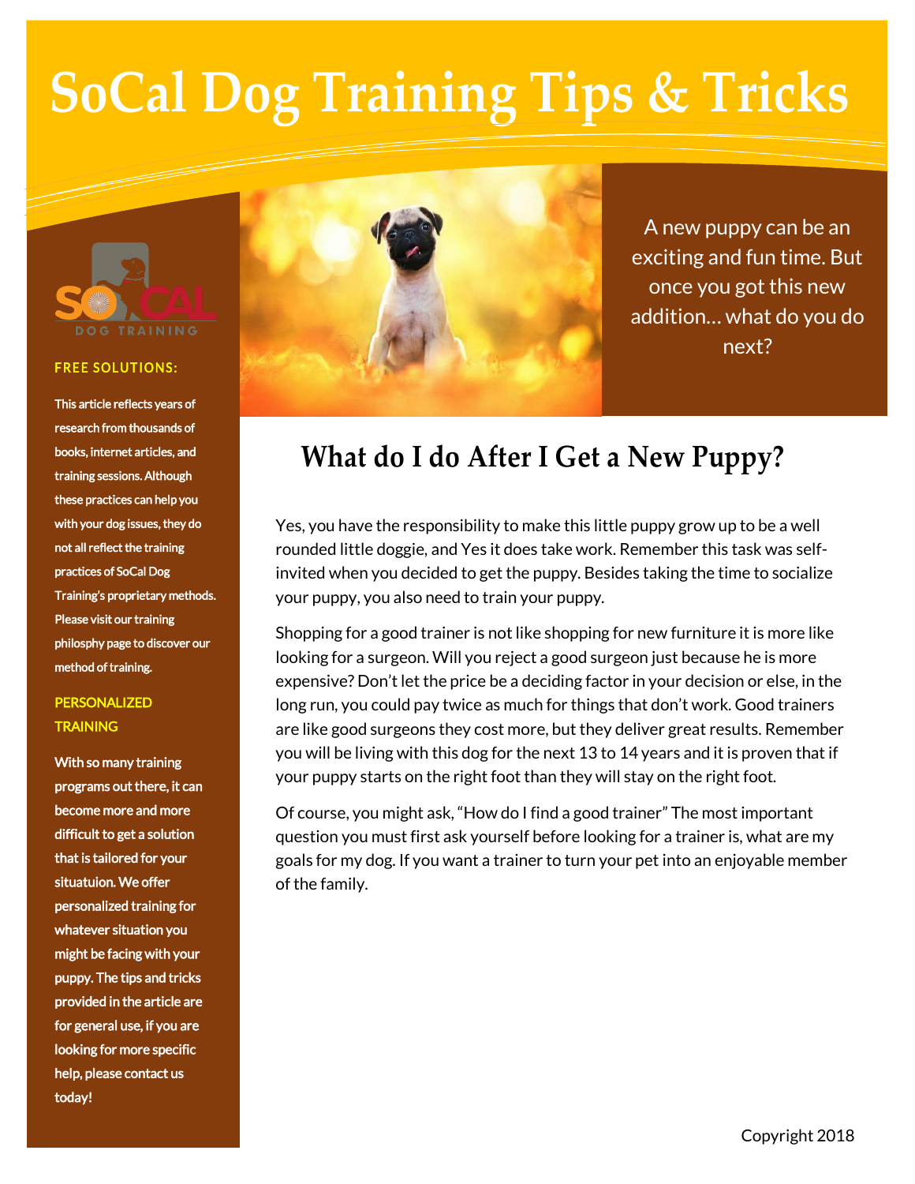# SoCal Dog Training Tips & Tricks

SOCAL DOG TRAINING

**FREE SOLUTIONS:**

This article reflects years of research from thousands of books, internet articles, and training sessions. Although these practices can help you with your dog issues, they do not all reflect the training practices of SoCal Dog Training's proprietary methods. Please visit our training philosphy page to discover our method of training.

**PERSONALIZED TRAINING**

With so many training programs out there, it can become more and more difficult to get a solution that is tailored for your situatuion. We offer personalized training for whatever situation you might be facing with your puppy. The tips and tricks provided in the article are for general use, if you are looking for more specific help, please contact us today!

A new puppy can be an exciting and fun time. But once you got this new addition… what do you do next?

## What do I do After I Get a New Puppy?

Yes, you have the responsibility to make this little puppy grow up to be a well rounded little doggie, and Yes it does take work. Remember this task was self-invited when you decided to get the puppy. Besides taking the time to socialize your puppy, you also need to train your puppy.

Shopping for a good trainer is not like shopping for new furniture it is more like looking for a surgeon. Will you reject a good surgeon just because he is more expensive? Don't let the price be a deciding factor in your decision or else, in the long run, you could pay twice as much for things that don't work. Good trainers are like good surgeons they cost more, but they deliver great results. Remember you will be living with this dog for the next 13 to 14 years and it is proven that if your puppy starts on the right foot than they will stay on the right foot.

Of course, you might ask, "How do I find a good trainer" The most important question you must first ask yourself before looking for a trainer is, what are my goals for my dog. If you want a trainer to turn your pet into an enjoyable member of the family.

Copyright 2018